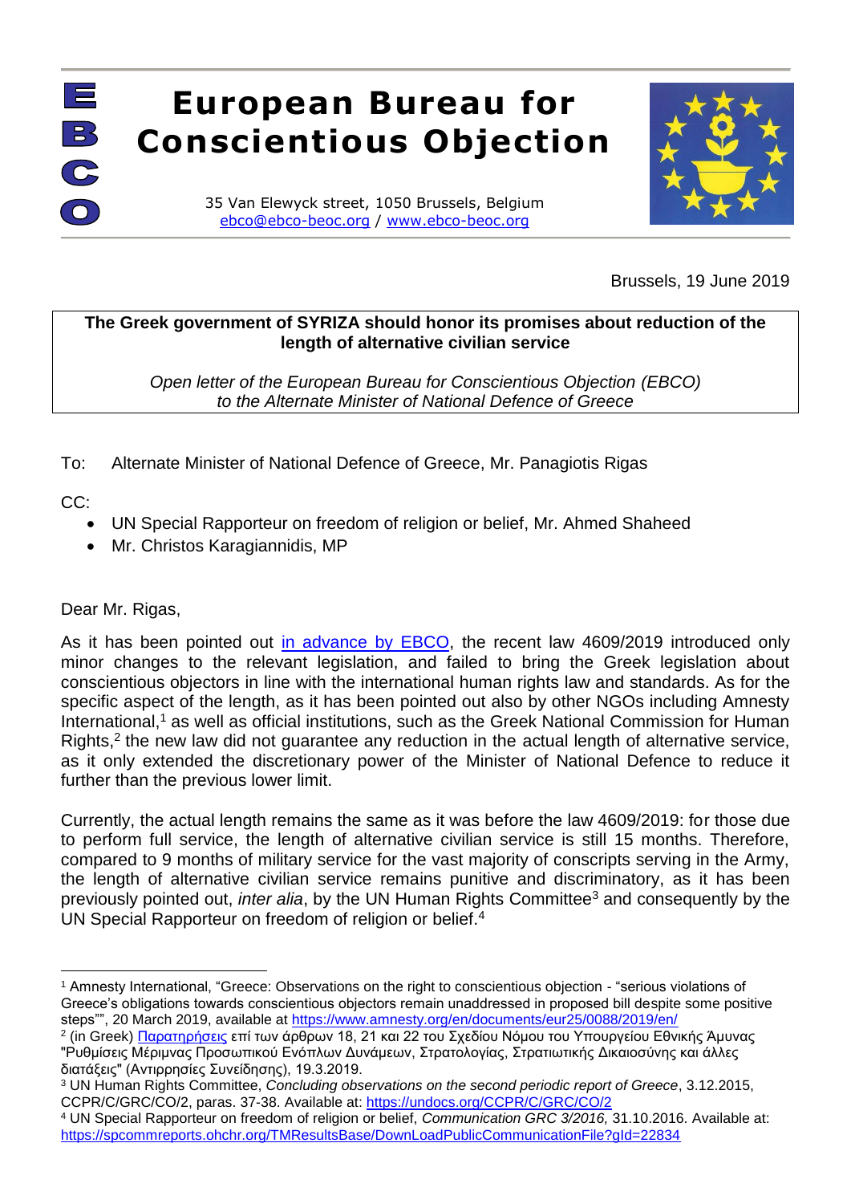# European Bureau for Conscientious Objection

35 Van Elewyck street, 1050 Brussels, Belgium
ebco@ebco-beoc.org / www.ebco-beoc.org

Brussels, 19 June 2019

**The Greek government of SYRIZA should honor its promises about reduction of the length of alternative civilian service**

*Open letter of the European Bureau for Conscientious Objection (EBCO) to the Alternate Minister of National Defence of Greece*

To: Alternate Minister of National Defence of Greece, Mr. Panagiotis Rigas

CC:

- UN Special Rapporteur on freedom of religion or belief, Mr. Ahmed Shaheed
- Mr. Christos Karagiannidis, MP

Dear Mr. Rigas,

As it has been pointed out in advance by EBCO, the recent law 4609/2019 introduced only minor changes to the relevant legislation, and failed to bring the Greek legislation about conscientious objectors in line with the international human rights law and standards. As for the specific aspect of the length, as it has been pointed out also by other NGOs including Amnesty International,[1] as well as official institutions, such as the Greek National Commission for Human Rights,[2] the new law did not guarantee any reduction in the actual length of alternative service, as it only extended the discretionary power of the Minister of National Defence to reduce it further than the previous lower limit.

Currently, the actual length remains the same as it was before the law 4609/2019: for those due to perform full service, the length of alternative civilian service is still 15 months. Therefore, compared to 9 months of military service for the vast majority of conscripts serving in the Army, the length of alternative civilian service remains punitive and discriminatory, as it has been previously pointed out, *inter alia*, by the UN Human Rights Committee[3] and consequently by the UN Special Rapporteur on freedom of religion or belief.[4]

---

[1] Amnesty International, "Greece: Observations on the right to conscientious objection - "serious violations of Greece's obligations towards conscientious objectors remain unaddressed in proposed bill despite some positive steps"", 20 March 2019, available at https://www.amnesty.org/en/documents/eur25/0088/2019/en/

[2] (in Greek) Παρατηρήσεις επί των άρθρων 18, 21 και 22 του Σχεδίου Νόμου του Υπουργείου Εθνικής Άμυνας "Ρυθμίσεις Μέριμνας Προσωπικού Ενόπλων Δυνάμεων, Στρατολογίας, Στρατιωτικής Δικαιοσύνης και άλλες διατάξεις" (Αντιρρησίες Συνείδησης), 19.3.2019.

[3] UN Human Rights Committee, *Concluding observations on the second periodic report of Greece*, 3.12.2015, CCPR/C/GRC/CO/2, paras. 37-38. Available at: https://undocs.org/CCPR/C/GRC/CO/2

[4] UN Special Rapporteur on freedom of religion or belief, *Communication GRC 3/2016,* 31.10.2016. Available at: https://spcommreports.ohchr.org/TMResultsBase/DownLoadPublicCommunicationFile?gId=22834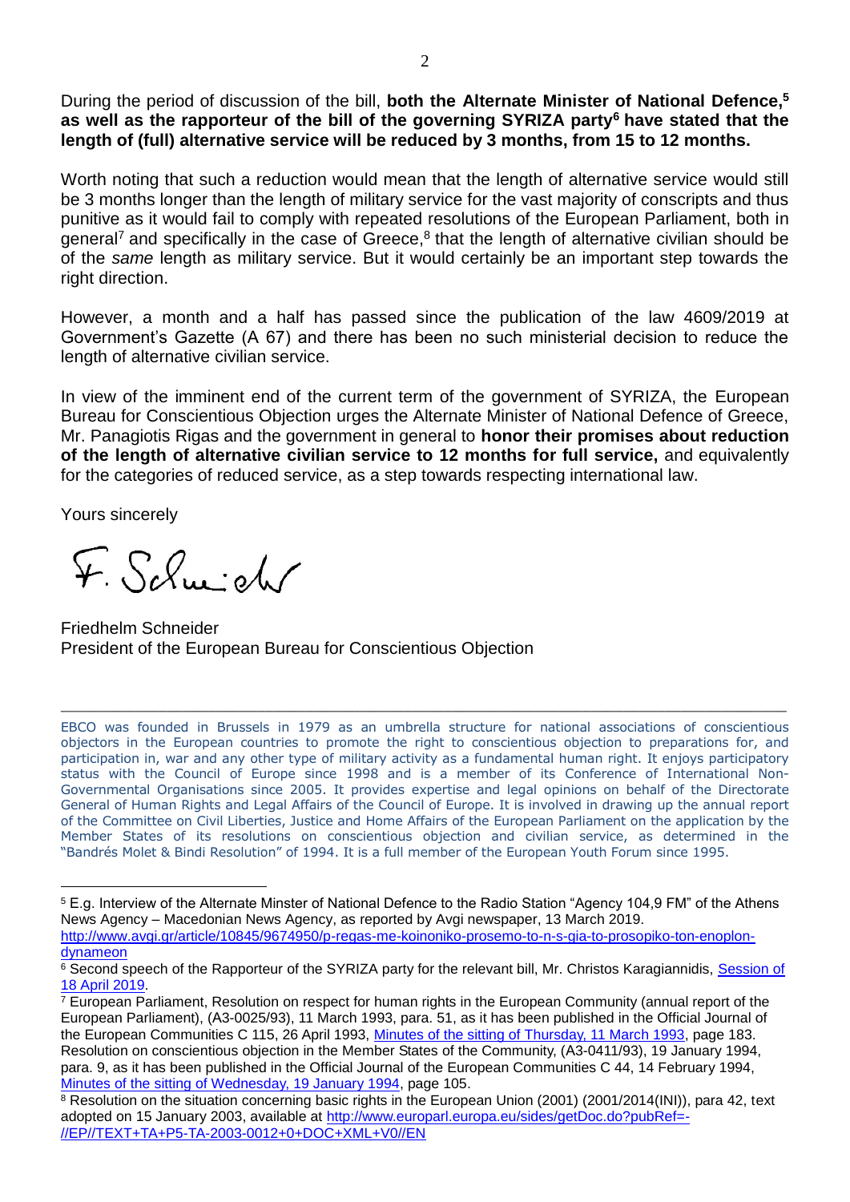During the period of discussion of the bill, **both the Alternate Minister of National Defence,[5] as well as the rapporteur of the bill of the governing SYRIZA party[6] have stated that the length of (full) alternative service will be reduced by 3 months, from 15 to 12 months.**

Worth noting that such a reduction would mean that the length of alternative service would still be 3 months longer than the length of military service for the vast majority of conscripts and thus punitive as it would fail to comply with repeated resolutions of the European Parliament, both in general[7] and specifically in the case of Greece,[8] that the length of alternative civilian should be of the *same* length as military service. But it would certainly be an important step towards the right direction.

However, a month and a half has passed since the publication of the law 4609/2019 at Government's Gazette (A 67) and there has been no such ministerial decision to reduce the length of alternative civilian service.

In view of the imminent end of the current term of the government of SYRIZA, the European Bureau for Conscientious Objection urges the Alternate Minister of National Defence of Greece, Mr. Panagiotis Rigas and the government in general to **honor their promises about reduction of the length of alternative civilian service to 12 months for full service,** and equivalently for the categories of reduced service, as a step towards respecting international law.

Yours sincerely

F. Schneider

Friedhelm Schneider
President of the European Bureau for Conscientious Objection

---

EBCO was founded in Brussels in 1979 as an umbrella structure for national associations of conscientious objectors in the European countries to promote the right to conscientious objection to preparations for, and participation in, war and any other type of military activity as a fundamental human right. It enjoys participatory status with the Council of Europe since 1998 and is a member of its Conference of International Non-Governmental Organisations since 2005. It provides expertise and legal opinions on behalf of the Directorate General of Human Rights and Legal Affairs of the Council of Europe. It is involved in drawing up the annual report of the Committee on Civil Liberties, Justice and Home Affairs of the European Parliament on the application by the Member States of its resolutions on conscientious objection and civilian service, as determined in the "Bandrés Molet & Bindi Resolution" of 1994. It is a full member of the European Youth Forum since 1995.

---

[5] E.g. Interview of the Alternate Minster of National Defence to the Radio Station "Agency 104,9 FM" of the Athens News Agency – Macedonian News Agency, as reported by Avgi newspaper, 13 March 2019. http://www.avgi.gr/article/10845/9674950/p-regas-me-koinoniko-prosemo-to-n-s-gia-to-prosopiko-ton-enoplon-dynameon

[6] Second speech of the Rapporteur of the SYRIZA party for the relevant bill, Mr. Christos Karagiannidis, Session of 18 April 2019.

[7] European Parliament, Resolution on respect for human rights in the European Community (annual report of the European Parliament), (A3-0025/93), 11 March 1993, para. 51, as it has been published in the Official Journal of the European Communities C 115, 26 April 1993, Minutes of the sitting of Thursday, 11 March 1993, page 183. Resolution on conscientious objection in the Member States of the Community, (A3-0411/93), 19 January 1994, para. 9, as it has been published in the Official Journal of the European Communities C 44, 14 February 1994, Minutes of the sitting of Wednesday, 19 January 1994, page 105.

[8] Resolution on the situation concerning basic rights in the European Union (2001) (2001/2014(INI)), para 42, text adopted on 15 January 2003, available at http://www.europarl.europa.eu/sides/getDoc.do?pubRef=-//EP//TEXT+TA+P5-TA-2003-0012+0+DOC+XML+V0//EN